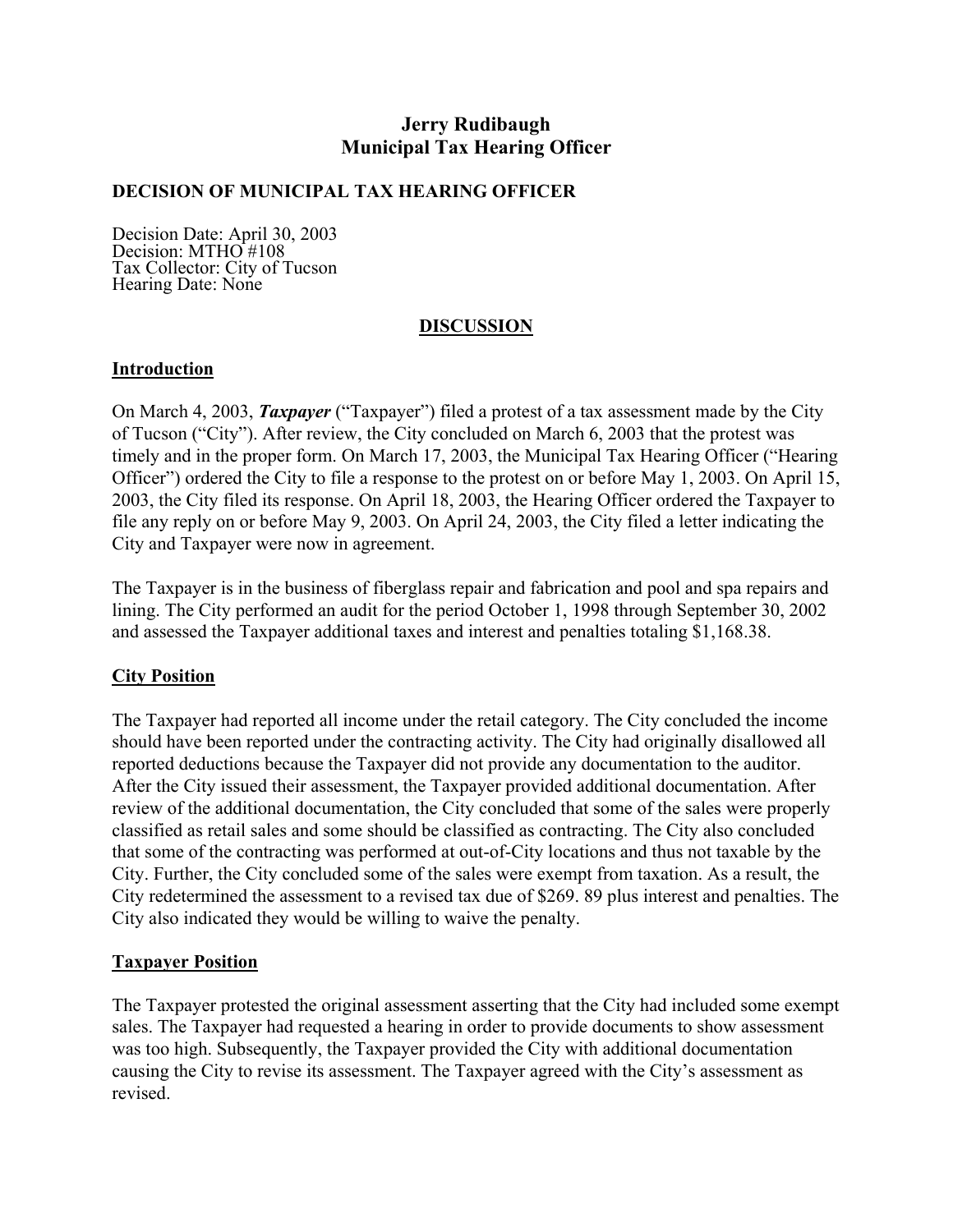# Jerry Rudibaugh
# Municipal Tax Hearing Officer

**DECISION OF MUNICIPAL TAX HEARING OFFICER**

Decision Date: April 30, 2003
Decision: MTHO #108
Tax Collector: City of Tucson
Hearing Date: None

## DISCUSSION

### Introduction

On March 4, 2003, ***Taxpayer*** ("Taxpayer") filed a protest of a tax assessment made by the City of Tucson ("City"). After review, the City concluded on March 6, 2003 that the protest was timely and in the proper form. On March 17, 2003, the Municipal Tax Hearing Officer ("Hearing Officer") ordered the City to file a response to the protest on or before May 1, 2003. On April 15, 2003, the City filed its response. On April 18, 2003, the Hearing Officer ordered the Taxpayer to file any reply on or before May 9, 2003. On April 24, 2003, the City filed a letter indicating the City and Taxpayer were now in agreement.

The Taxpayer is in the business of fiberglass repair and fabrication and pool and spa repairs and lining. The City performed an audit for the period October 1, 1998 through September 30, 2002 and assessed the Taxpayer additional taxes and interest and penalties totaling $1,168.38.

### City Position

The Taxpayer had reported all income under the retail category. The City concluded the income should have been reported under the contracting activity. The City had originally disallowed all reported deductions because the Taxpayer did not provide any documentation to the auditor. After the City issued their assessment, the Taxpayer provided additional documentation. After review of the additional documentation, the City concluded that some of the sales were properly classified as retail sales and some should be classified as contracting. The City also concluded that some of the contracting was performed at out-of-City locations and thus not taxable by the City. Further, the City concluded some of the sales were exempt from taxation. As a result, the City redetermined the assessment to a revised tax due of $269. 89 plus interest and penalties. The City also indicated they would be willing to waive the penalty.

### Taxpayer Position

The Taxpayer protested the original assessment asserting that the City had included some exempt sales. The Taxpayer had requested a hearing in order to provide documents to show assessment was too high. Subsequently, the Taxpayer provided the City with additional documentation causing the City to revise its assessment. The Taxpayer agreed with the City's assessment as revised.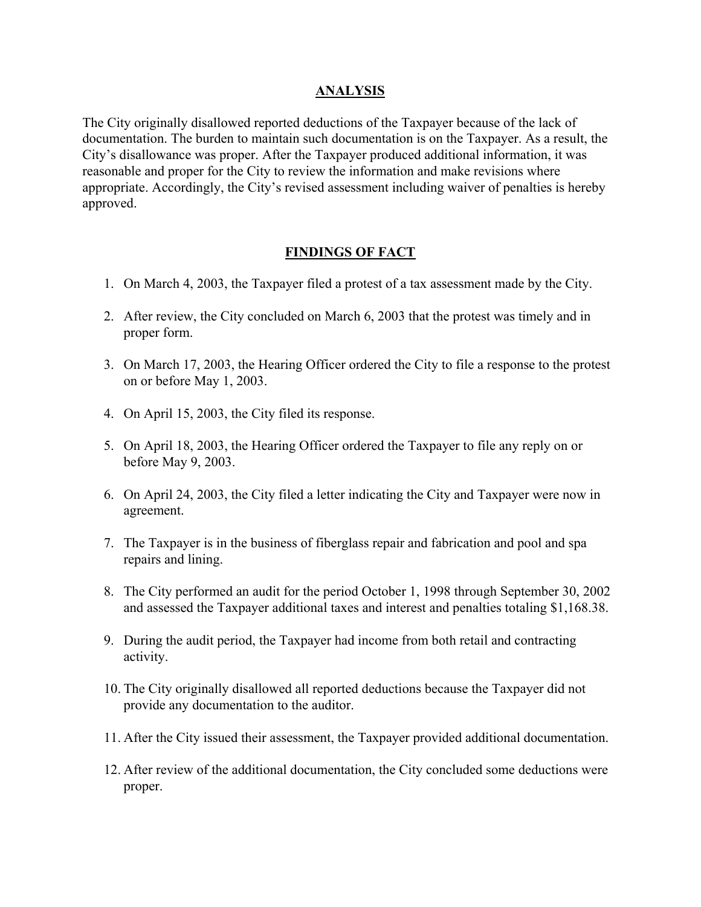## ANALYSIS

The City originally disallowed reported deductions of the Taxpayer because of the lack of documentation. The burden to maintain such documentation is on the Taxpayer. As a result, the City's disallowance was proper. After the Taxpayer produced additional information, it was reasonable and proper for the City to review the information and make revisions where appropriate. Accordingly, the City's revised assessment including waiver of penalties is hereby approved.

## FINDINGS OF FACT

1. On March 4, 2003, the Taxpayer filed a protest of a tax assessment made by the City.
2. After review, the City concluded on March 6, 2003 that the protest was timely and in proper form.
3. On March 17, 2003, the Hearing Officer ordered the City to file a response to the protest on or before May 1, 2003.
4. On April 15, 2003, the City filed its response.
5. On April 18, 2003, the Hearing Officer ordered the Taxpayer to file any reply on or before May 9, 2003.
6. On April 24, 2003, the City filed a letter indicating the City and Taxpayer were now in agreement.
7. The Taxpayer is in the business of fiberglass repair and fabrication and pool and spa repairs and lining.
8. The City performed an audit for the period October 1, 1998 through September 30, 2002 and assessed the Taxpayer additional taxes and interest and penalties totaling $1,168.38.
9. During the audit period, the Taxpayer had income from both retail and contracting activity.
10. The City originally disallowed all reported deductions because the Taxpayer did not provide any documentation to the auditor.
11. After the City issued their assessment, the Taxpayer provided additional documentation.
12. After review of the additional documentation, the City concluded some deductions were proper.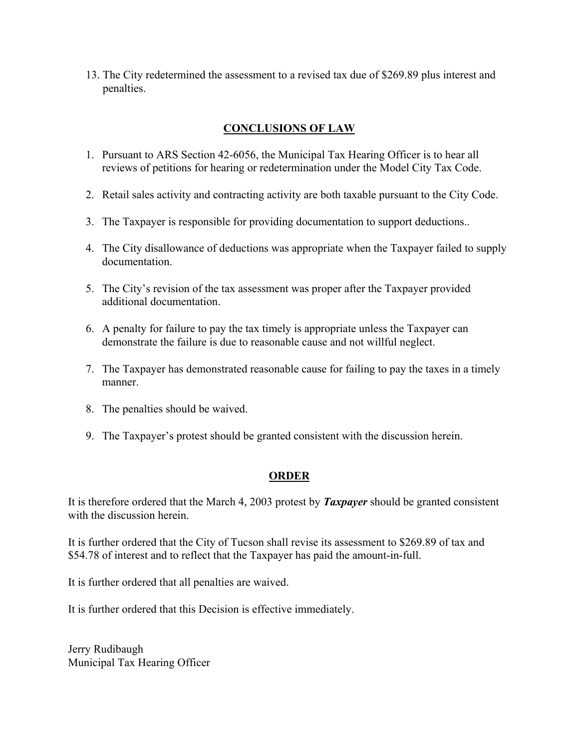13. The City redetermined the assessment to a revised tax due of $269.89 plus interest and penalties.

## CONCLUSIONS OF LAW

1. Pursuant to ARS Section 42-6056, the Municipal Tax Hearing Officer is to hear all reviews of petitions for hearing or redetermination under the Model City Tax Code.

2. Retail sales activity and contracting activity are both taxable pursuant to the City Code.

3. The Taxpayer is responsible for providing documentation to support deductions..

4. The City disallowance of deductions was appropriate when the Taxpayer failed to supply documentation.

5. The City's revision of the tax assessment was proper after the Taxpayer provided additional documentation.

6. A penalty for failure to pay the tax timely is appropriate unless the Taxpayer can demonstrate the failure is due to reasonable cause and not willful neglect.

7. The Taxpayer has demonstrated reasonable cause for failing to pay the taxes in a timely manner.

8. The penalties should be waived.

9. The Taxpayer's protest should be granted consistent with the discussion herein.

## ORDER

It is therefore ordered that the March 4, 2003 protest by ***Taxpayer*** should be granted consistent with the discussion herein.

It is further ordered that the City of Tucson shall revise its assessment to $269.89 of tax and $54.78 of interest and to reflect that the Taxpayer has paid the amount-in-full.

It is further ordered that all penalties are waived.

It is further ordered that this Decision is effective immediately.

Jerry Rudibaugh
Municipal Tax Hearing Officer